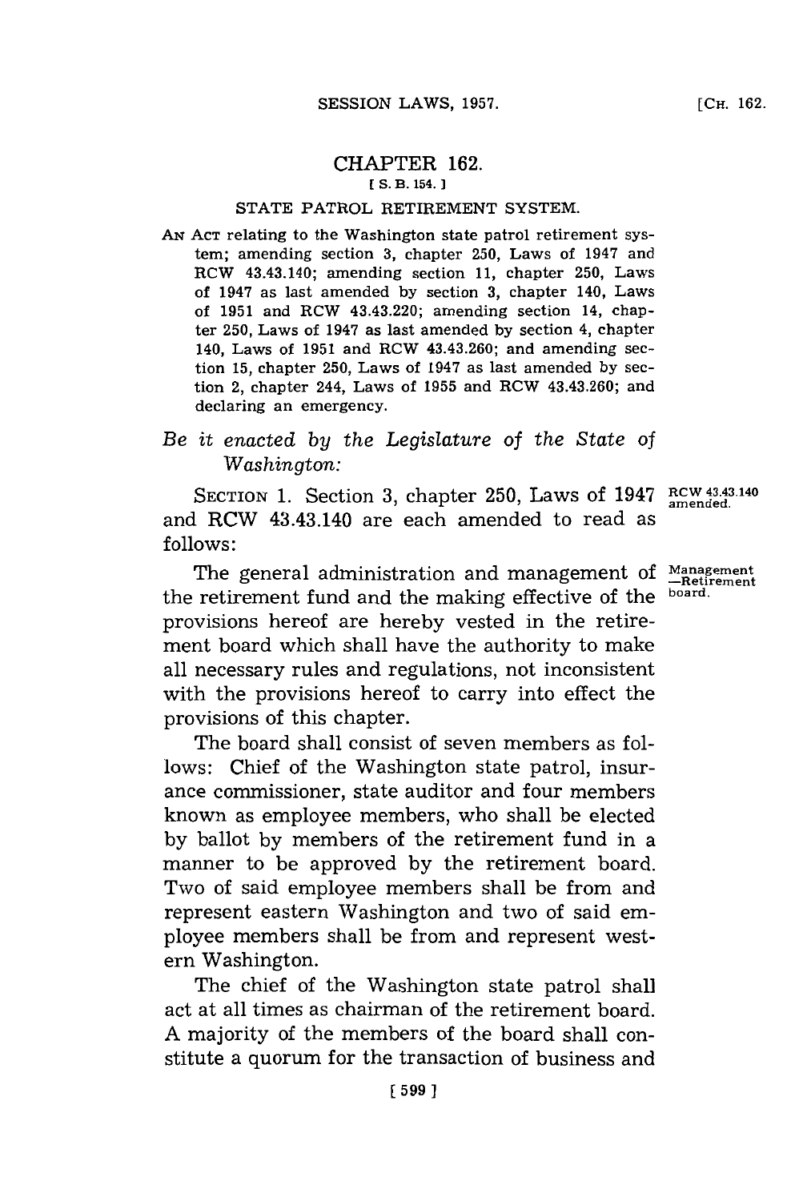# CHAPTER 162.

[S. B. 154.]

## STATE PATROL RETIREMENT SYSTEM.

AN ACT relating to the Washington state patrol retirement system; amending section 3, chapter 250, Laws of 1947 and RCW 43.43.140; amending section 11, chapter 250, Laws of 1947 as last amended by section 3, chapter 140, Laws of 1951 and RCW 43.43.220; amending section 14, chapter 250, Laws of 1947 as last amended by section 4, chapter 140, Laws of 1951 and RCW 43.43.260; and amending section 15, chapter 250, Laws of 1947 as last amended by section 2, chapter 244, Laws of 1955 and RCW 43.43.260; and declaring an emergency.

*Be it enacted by the Legislature of the State of Washington:*

SECTION 1. Section 3, chapter 250, Laws of 1947 and RCW 43.43.140 are each amended to read as follows:

RCW 43.43.140 amended.

The general administration and management of the retirement fund and the making effective of the provisions hereof are hereby vested in the retirement board which shall have the authority to make all necessary rules and regulations, not inconsistent with the provisions hereof to carry into effect the provisions of this chapter.

Management —Retirement board.

The board shall consist of seven members as follows: Chief of the Washington state patrol, insurance commissioner, state auditor and four members known as employee members, who shall be elected by ballot by members of the retirement fund in a manner to be approved by the retirement board. Two of said employee members shall be from and represent eastern Washington and two of said employee members shall be from and represent western Washington.

The chief of the Washington state patrol shall act at all times as chairman of the retirement board. A majority of the members of the board shall constitute a quorum for the transaction of business and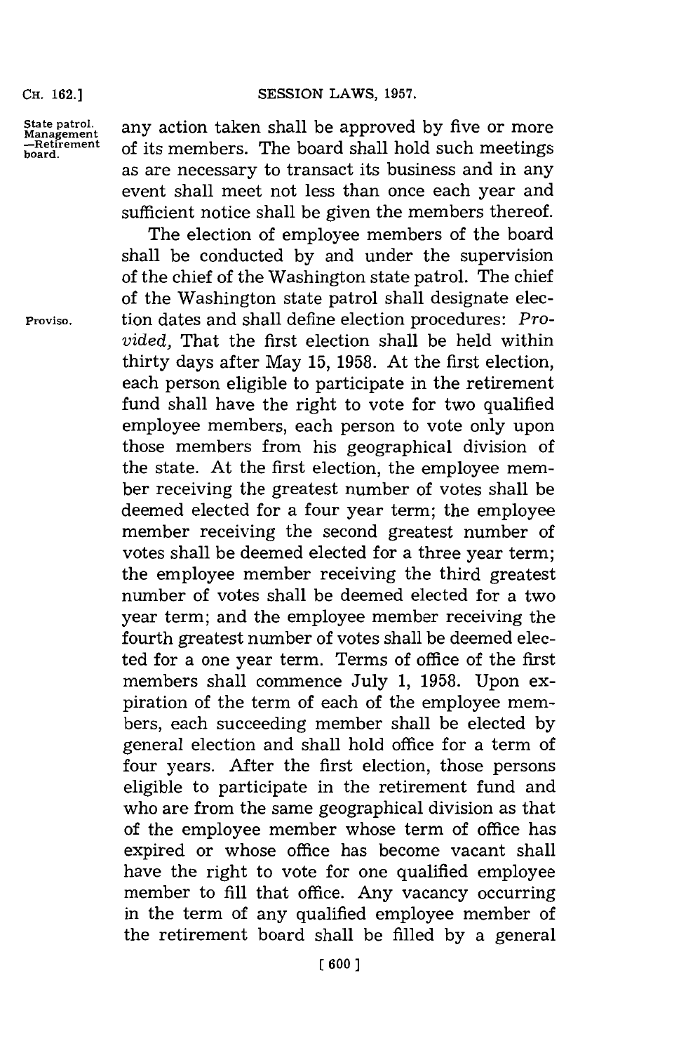any action taken shall be approved by five or more of its members. The board shall hold such meetings as are necessary to transact its business and in any event shall meet not less than once each year and sufficient notice shall be given the members thereof.

The election of employee members of the board shall be conducted by and under the supervision of the chief of the Washington state patrol. The chief of the Washington state patrol shall designate election dates and shall define election procedures: *Provided*, That the first election shall be held within thirty days after May 15, 1958. At the first election, each person eligible to participate in the retirement fund shall have the right to vote for two qualified employee members, each person to vote only upon those members from his geographical division of the state. At the first election, the employee member receiving the greatest number of votes shall be deemed elected for a four year term; the employee member receiving the second greatest number of votes shall be deemed elected for a three year term; the employee member receiving the third greatest number of votes shall be deemed elected for a two year term; and the employee member receiving the fourth greatest number of votes shall be deemed elected for a one year term. Terms of office of the first members shall commence July 1, 1958. Upon expiration of the term of each of the employee members, each succeeding member shall be elected by general election and shall hold office for a term of four years. After the first election, those persons eligible to participate in the retirement fund and who are from the same geographical division as that of the employee member whose term of office has expired or whose office has become vacant shall have the right to vote for one qualified employee member to fill that office. Any vacancy occurring in the term of any qualified employee member of the retirement board shall be filled by a general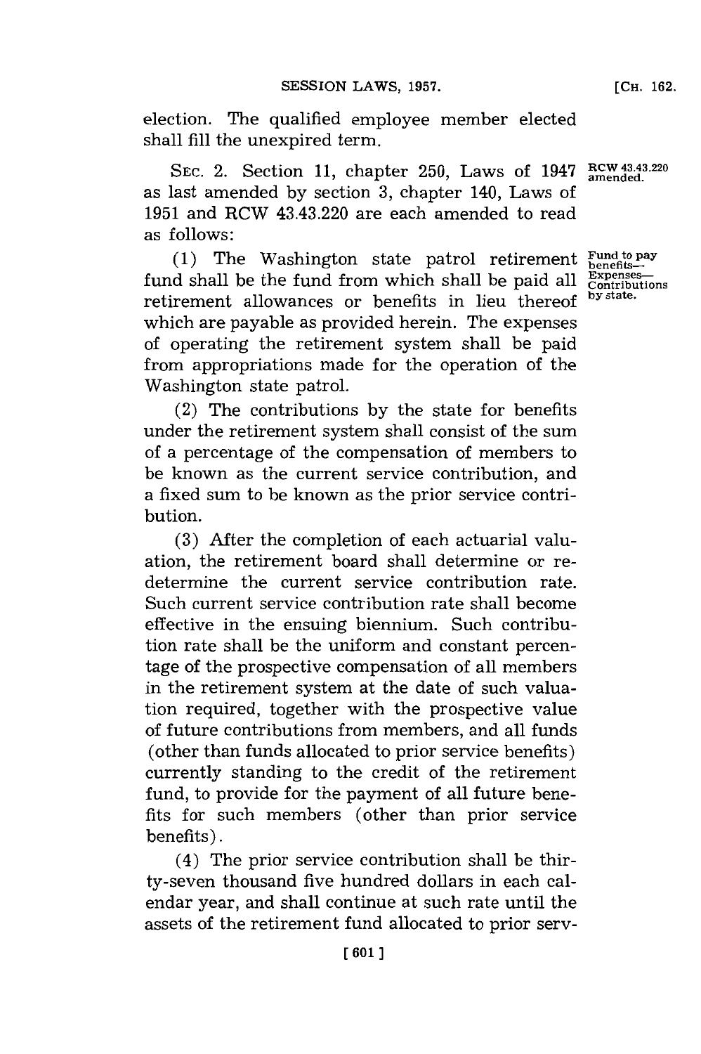election. The qualified employee member elected shall fill the unexpired term.

SEC. 2. Section 11, chapter 250, Laws of 1947 as last amended by section 3, chapter 140, Laws of 1951 and RCW 43.43.220 are each amended to read as follows:

RCW 43.43.220 amended.

Fund to pay benefits—Expenses—Contributions by state.

(1) The Washington state patrol retirement fund shall be the fund from which shall be paid all retirement allowances or benefits in lieu thereof which are payable as provided herein. The expenses of operating the retirement system shall be paid from appropriations made for the operation of the Washington state patrol.

(2) The contributions by the state for benefits under the retirement system shall consist of the sum of a percentage of the compensation of members to be known as the current service contribution, and a fixed sum to be known as the prior service contribution.

(3) After the completion of each actuarial valuation, the retirement board shall determine or redetermine the current service contribution rate. Such current service contribution rate shall become effective in the ensuing biennium. Such contribution rate shall be the uniform and constant percentage of the prospective compensation of all members in the retirement system at the date of such valuation required, together with the prospective value of future contributions from members, and all funds (other than funds allocated to prior service benefits) currently standing to the credit of the retirement fund, to provide for the payment of all future benefits for such members (other than prior service benefits).

(4) The prior service contribution shall be thirty-seven thousand five hundred dollars in each calendar year, and shall continue at such rate until the assets of the retirement fund allocated to prior serv-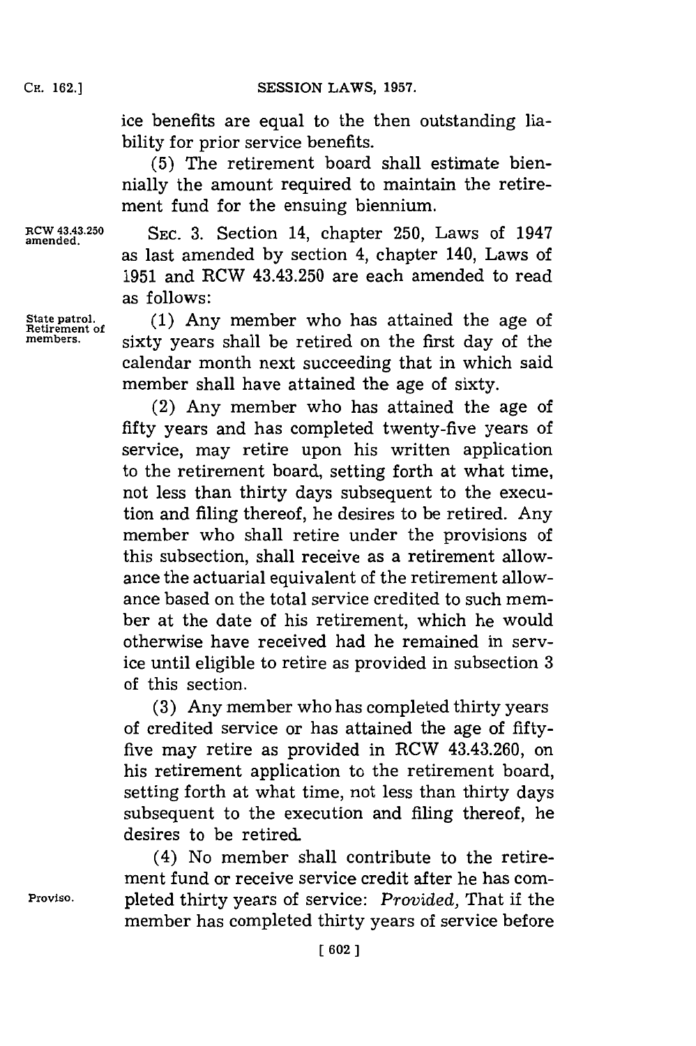ice benefits are equal to the then outstanding liability for prior service benefits.

(5) The retirement board shall estimate biennially the amount required to maintain the retirement fund for the ensuing biennium.

RCW 43.43.250 amended.

SEC. 3. Section 14, chapter 250, Laws of 1947 as last amended by section 4, chapter 140, Laws of 1951 and RCW 43.43.250 are each amended to read as follows:

State patrol. Retirement of members.

(1) Any member who has attained the age of sixty years shall be retired on the first day of the calendar month next succeeding that in which said member shall have attained the age of sixty.

(2) Any member who has attained the age of fifty years and has completed twenty-five years of service, may retire upon his written application to the retirement board, setting forth at what time, not less than thirty days subsequent to the execution and filing thereof, he desires to be retired. Any member who shall retire under the provisions of this subsection, shall receive as a retirement allowance the actuarial equivalent of the retirement allowance based on the total service credited to such member at the date of his retirement, which he would otherwise have received had he remained in service until eligible to retire as provided in subsection 3 of this section.

(3) Any member who has completed thirty years of credited service or has attained the age of fifty-five may retire as provided in RCW 43.43.260, on his retirement application to the retirement board, setting forth at what time, not less than thirty days subsequent to the execution and filing thereof, he desires to be retired.

(4) No member shall contribute to the retirement fund or receive service credit after he has completed thirty years of service: *Provided,* That if the member has completed thirty years of service before

Proviso.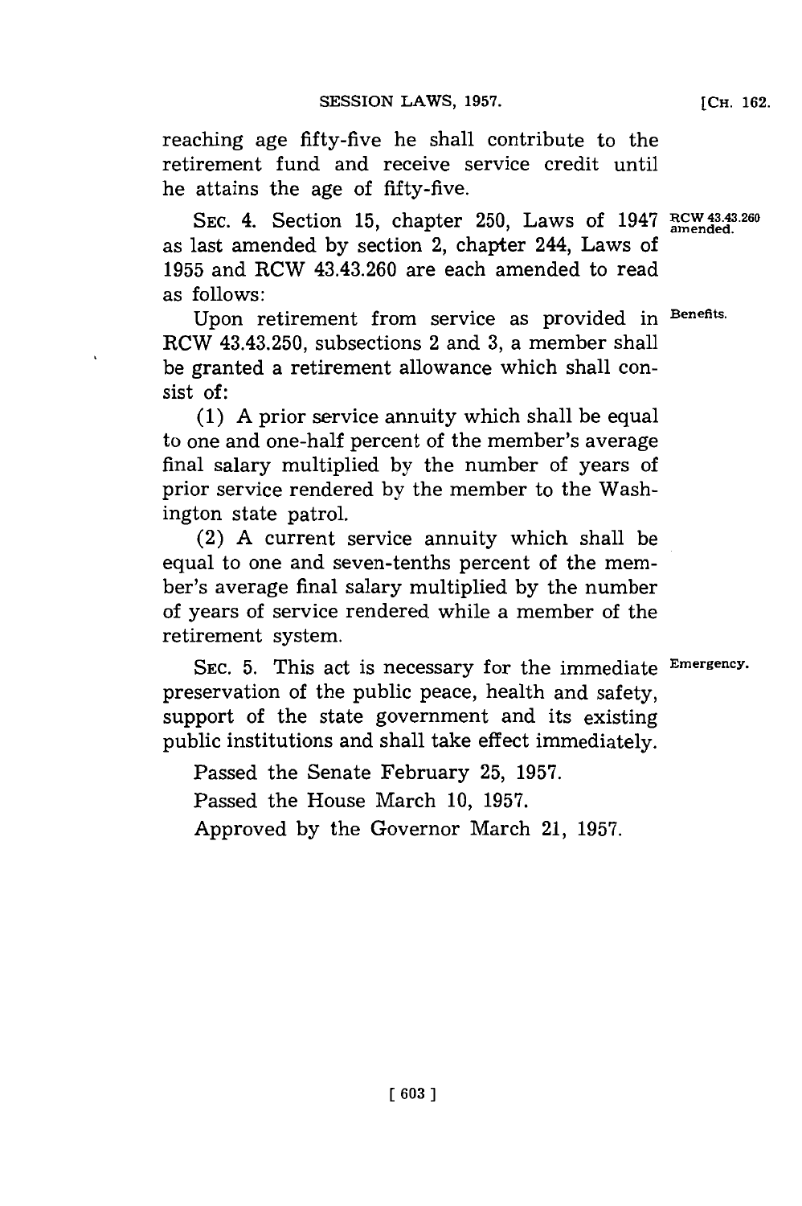reaching age fifty-five he shall contribute to the retirement fund and receive service credit until he attains the age of fifty-five.

SEC. 4. Section 15, chapter 250, Laws of 1947 as last amended by section 2, chapter 244, Laws of 1955 and RCW 43.43.260 are each amended to read as follows:

RCW 43.43.260 amended.

Upon retirement from service as provided in RCW 43.43.250, subsections 2 and 3, a member shall be granted a retirement allowance which shall consist of:

Benefits.

(1) A prior service annuity which shall be equal to one and one-half percent of the member's average final salary multiplied by the number of years of prior service rendered by the member to the Washington state patrol.

(2) A current service annuity which shall be equal to one and seven-tenths percent of the member's average final salary multiplied by the number of years of service rendered while a member of the retirement system.

SEC. 5. This act is necessary for the immediate preservation of the public peace, health and safety, support of the state government and its existing public institutions and shall take effect immediately.

Emergency.

Passed the Senate February 25, 1957.

Passed the House March 10, 1957.

Approved by the Governor March 21, 1957.